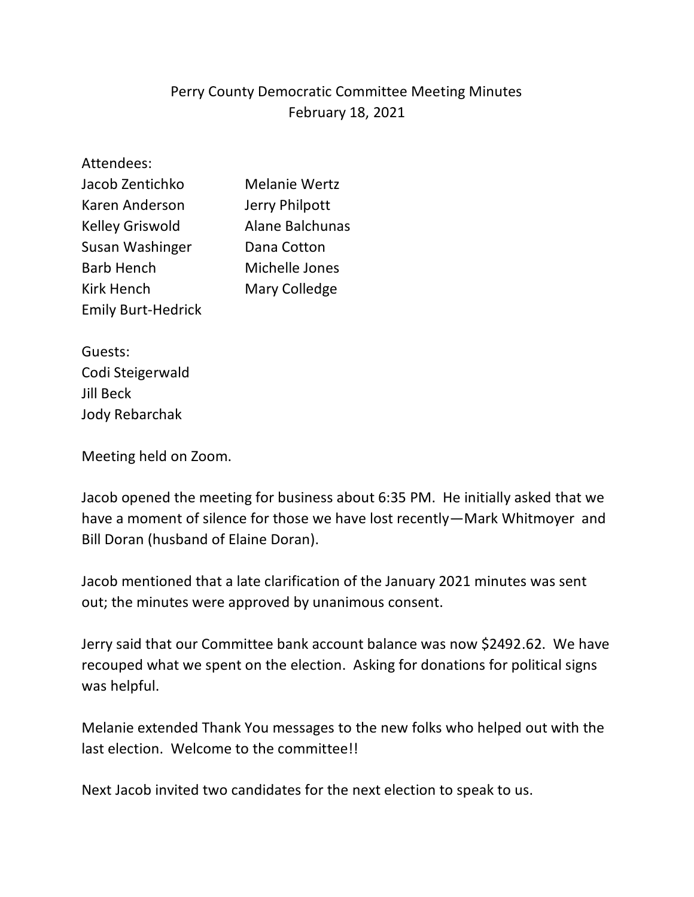# Perry County Democratic Committee Meeting Minutes
February 18, 2021

Attendees:

Jacob Zentichko
Karen Anderson
Kelley Griswold
Susan Washinger
Barb Hench
Kirk Hench
Emily Burt-Hedrick
Melanie Wertz
Jerry Philpott
Alane Balchunas
Dana Cotton
Michelle Jones
Mary Colledge

Guests:

Codi Steigerwald
Jill Beck
Jody Rebarchak

Meeting held on Zoom.

Jacob opened the meeting for business about 6:35 PM. He initially asked that we have a moment of silence for those we have lost recently—Mark Whitmoyer and Bill Doran (husband of Elaine Doran).

Jacob mentioned that a late clarification of the January 2021 minutes was sent out; the minutes were approved by unanimous consent.

Jerry said that our Committee bank account balance was now $2492.62. We have recouped what we spent on the election. Asking for donations for political signs was helpful.

Melanie extended Thank You messages to the new folks who helped out with the last election. Welcome to the committee!!

Next Jacob invited two candidates for the next election to speak to us.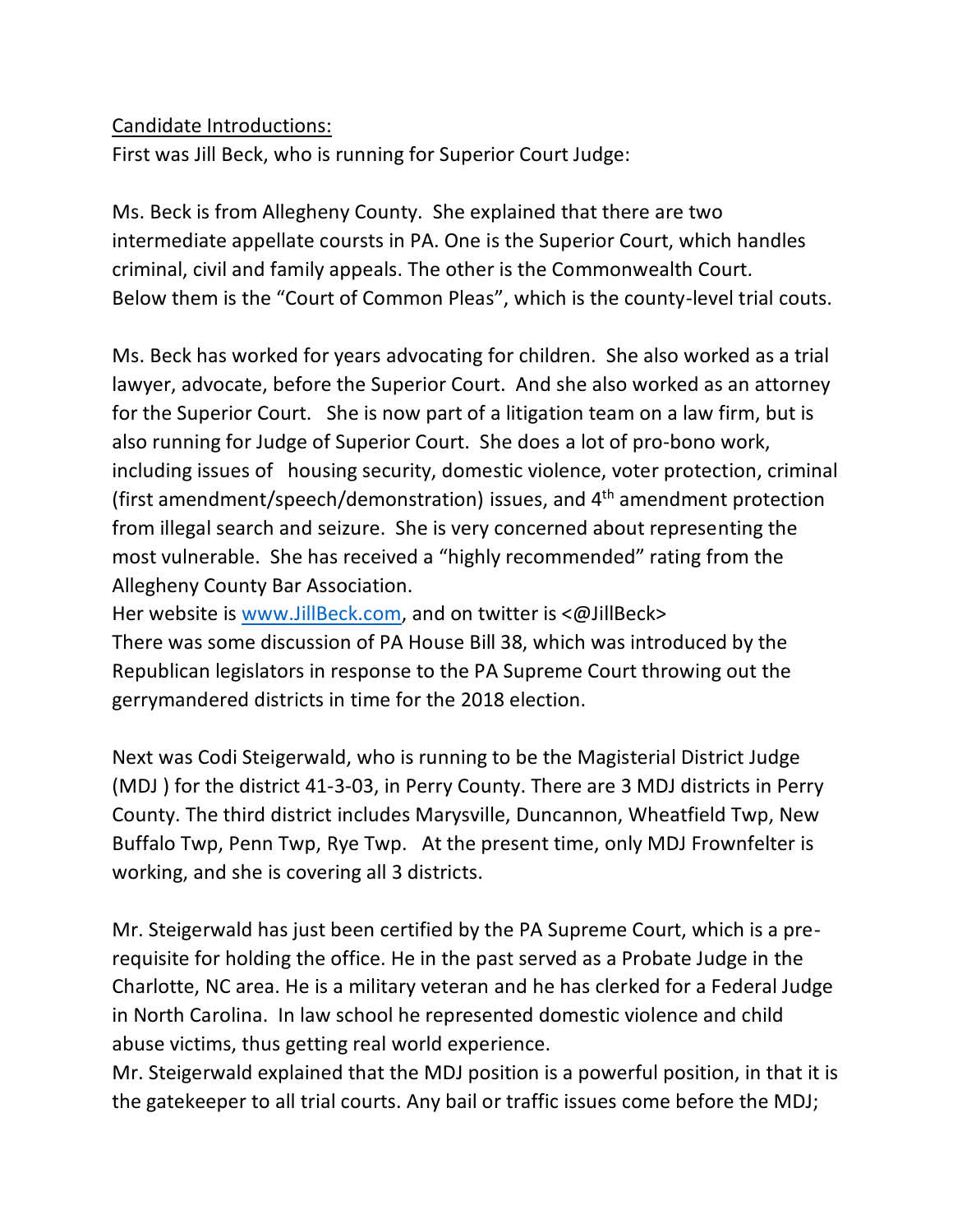Candidate Introductions:

First was Jill Beck, who is running for Superior Court Judge:

Ms. Beck is from Allegheny County. She explained that there are two intermediate appellate coursts in PA. One is the Superior Court, which handles criminal, civil and family appeals. The other is the Commonwealth Court. Below them is the "Court of Common Pleas", which is the county-level trial couts.

Ms. Beck has worked for years advocating for children. She also worked as a trial lawyer, advocate, before the Superior Court. And she also worked as an attorney for the Superior Court. She is now part of a litigation team on a law firm, but is also running for Judge of Superior Court. She does a lot of pro-bono work, including issues of housing security, domestic violence, voter protection, criminal (first amendment/speech/demonstration) issues, and 4th amendment protection from illegal search and seizure. She is very concerned about representing the most vulnerable. She has received a "highly recommended" rating from the Allegheny County Bar Association.

Her website is [www.JillBeck.com](http://www.JillBeck.com), and on twitter is <@JillBeck>

There was some discussion of PA House Bill 38, which was introduced by the Republican legislators in response to the PA Supreme Court throwing out the gerrymandered districts in time for the 2018 election.

Next was Codi Steigerwald, who is running to be the Magisterial District Judge (MDJ ) for the district 41-3-03, in Perry County. There are 3 MDJ districts in Perry County. The third district includes Marysville, Duncannon, Wheatfield Twp, New Buffalo Twp, Penn Twp, Rye Twp. At the present time, only MDJ Frownfelter is working, and she is covering all 3 districts.

Mr. Steigerwald has just been certified by the PA Supreme Court, which is a pre-requisite for holding the office. He in the past served as a Probate Judge in the Charlotte, NC area. He is a military veteran and he has clerked for a Federal Judge in North Carolina. In law school he represented domestic violence and child abuse victims, thus getting real world experience.

Mr. Steigerwald explained that the MDJ position is a powerful position, in that it is the gatekeeper to all trial courts. Any bail or traffic issues come before the MDJ;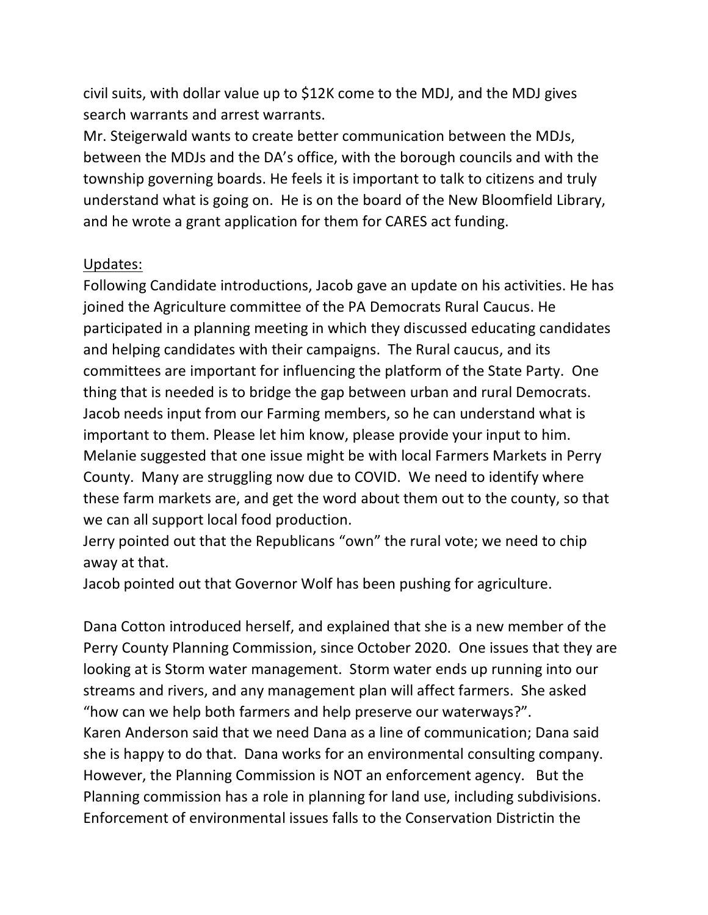civil suits, with dollar value up to $12K come to the MDJ, and the MDJ gives search warrants and arrest warrants.

Mr. Steigerwald wants to create better communication between the MDJs, between the MDJs and the DA's office, with the borough councils and with the township governing boards. He feels it is important to talk to citizens and truly understand what is going on. He is on the board of the New Bloomfield Library, and he wrote a grant application for them for CARES act funding.

Updates:

Following Candidate introductions, Jacob gave an update on his activities. He has joined the Agriculture committee of the PA Democrats Rural Caucus. He participated in a planning meeting in which they discussed educating candidates and helping candidates with their campaigns. The Rural caucus, and its committees are important for influencing the platform of the State Party. One thing that is needed is to bridge the gap between urban and rural Democrats. Jacob needs input from our Farming members, so he can understand what is important to them. Please let him know, please provide your input to him.

Melanie suggested that one issue might be with local Farmers Markets in Perry County. Many are struggling now due to COVID. We need to identify where these farm markets are, and get the word about them out to the county, so that we can all support local food production.

Jerry pointed out that the Republicans "own" the rural vote; we need to chip away at that.

Jacob pointed out that Governor Wolf has been pushing for agriculture.

Dana Cotton introduced herself, and explained that she is a new member of the Perry County Planning Commission, since October 2020. One issues that they are looking at is Storm water management. Storm water ends up running into our streams and rivers, and any management plan will affect farmers. She asked "how can we help both farmers and help preserve our waterways?".

Karen Anderson said that we need Dana as a line of communication; Dana said she is happy to do that. Dana works for an environmental consulting company. However, the Planning Commission is NOT an enforcement agency. But the Planning commission has a role in planning for land use, including subdivisions. Enforcement of environmental issues falls to the Conservation Districtin the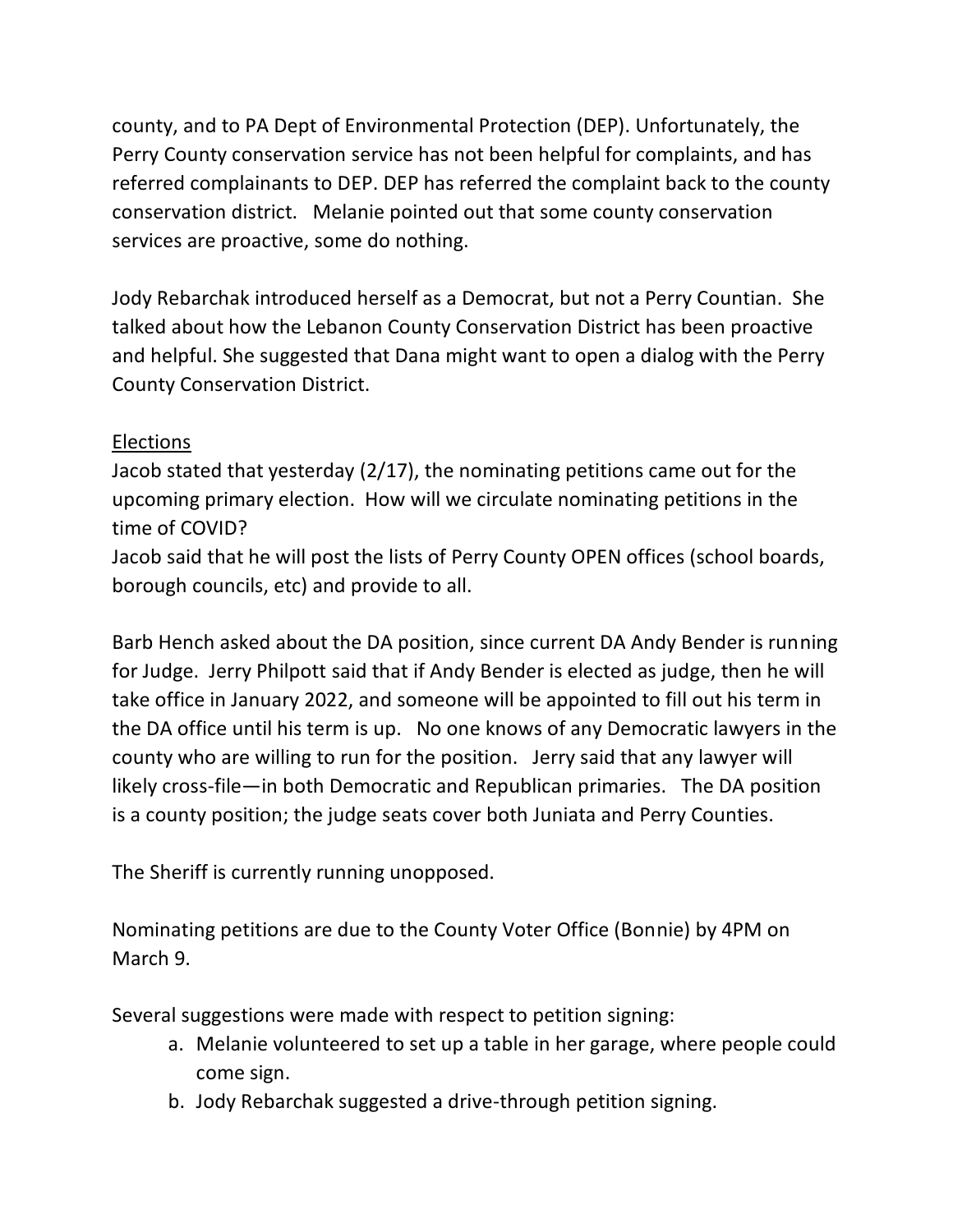county, and to PA Dept of Environmental Protection (DEP). Unfortunately, the Perry County conservation service has not been helpful for complaints, and has referred complainants to DEP. DEP has referred the complaint back to the county conservation district. Melanie pointed out that some county conservation services are proactive, some do nothing.

Jody Rebarchak introduced herself as a Democrat, but not a Perry Countian. She talked about how the Lebanon County Conservation District has been proactive and helpful. She suggested that Dana might want to open a dialog with the Perry County Conservation District.

<u>Elections</u>

Jacob stated that yesterday (2/17), the nominating petitions came out for the upcoming primary election. How will we circulate nominating petitions in the time of COVID?

Jacob said that he will post the lists of Perry County OPEN offices (school boards, borough councils, etc) and provide to all.

Barb Hench asked about the DA position, since current DA Andy Bender is running for Judge. Jerry Philpott said that if Andy Bender is elected as judge, then he will take office in January 2022, and someone will be appointed to fill out his term in the DA office until his term is up. No one knows of any Democratic lawyers in the county who are willing to run for the position. Jerry said that any lawyer will likely cross-file—in both Democratic and Republican primaries. The DA position is a county position; the judge seats cover both Juniata and Perry Counties.

The Sheriff is currently running unopposed.

Nominating petitions are due to the County Voter Office (Bonnie) by 4PM on March 9.

Several suggestions were made with respect to petition signing:

a. Melanie volunteered to set up a table in her garage, where people could come sign.
b. Jody Rebarchak suggested a drive-through petition signing.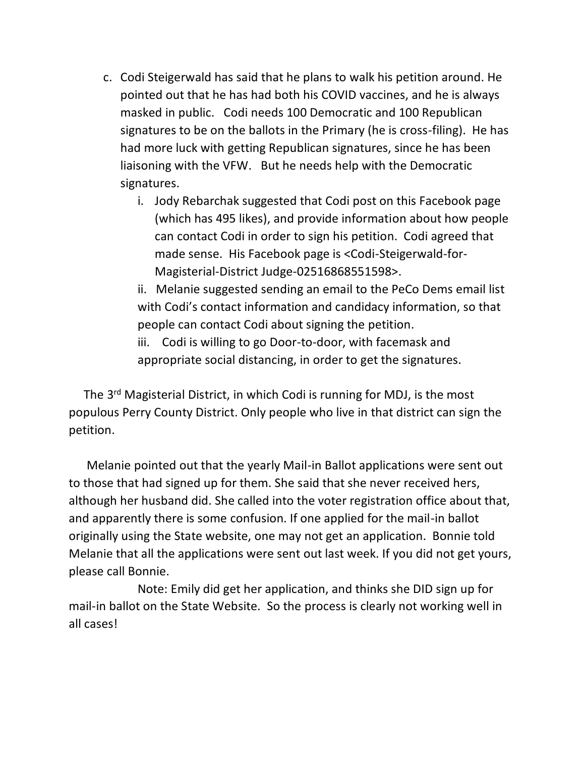c. Codi Steigerwald has said that he plans to walk his petition around. He pointed out that he has had both his COVID vaccines, and he is always masked in public. Codi needs 100 Democratic and 100 Republican signatures to be on the ballots in the Primary (he is cross-filing). He has had more luck with getting Republican signatures, since he has been liaisoning with the VFW. But he needs help with the Democratic signatures.

   i. Jody Rebarchak suggested that Codi post on this Facebook page (which has 495 likes), and provide information about how people can contact Codi in order to sign his petition. Codi agreed that made sense. His Facebook page is <Codi-Steigerwald-for-Magisterial-District Judge-02516868551598>.

   ii. Melanie suggested sending an email to the PeCo Dems email list with Codi's contact information and candidacy information, so that people can contact Codi about signing the petition.

   iii. Codi is willing to go Door-to-door, with facemask and appropriate social distancing, in order to get the signatures.

The 3rd Magisterial District, in which Codi is running for MDJ, is the most populous Perry County District. Only people who live in that district can sign the petition.

Melanie pointed out that the yearly Mail-in Ballot applications were sent out to those that had signed up for them. She said that she never received hers, although her husband did. She called into the voter registration office about that, and apparently there is some confusion. If one applied for the mail-in ballot originally using the State website, one may not get an application. Bonnie told Melanie that all the applications were sent out last week. If you did not get yours, please call Bonnie.

Note: Emily did get her application, and thinks she DID sign up for mail-in ballot on the State Website. So the process is clearly not working well in all cases!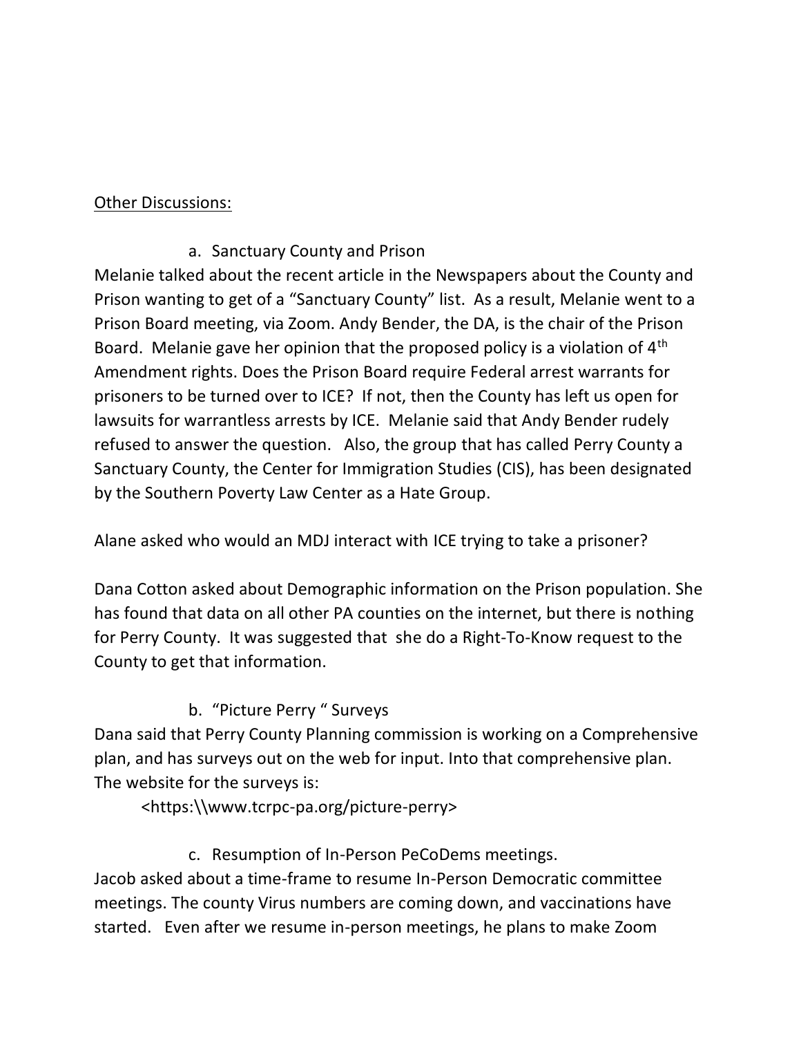<u>Other Discussions:</u>

a. Sanctuary County and Prison

Melanie talked about the recent article in the Newspapers about the County and Prison wanting to get of a “Sanctuary County” list. As a result, Melanie went to a Prison Board meeting, via Zoom. Andy Bender, the DA, is the chair of the Prison Board. Melanie gave her opinion that the proposed policy is a violation of 4th Amendment rights. Does the Prison Board require Federal arrest warrants for prisoners to be turned over to ICE? If not, then the County has left us open for lawsuits for warrantless arrests by ICE. Melanie said that Andy Bender rudely refused to answer the question. Also, the group that has called Perry County a Sanctuary County, the Center for Immigration Studies (CIS), has been designated by the Southern Poverty Law Center as a Hate Group.

Alane asked who would an MDJ interact with ICE trying to take a prisoner?

Dana Cotton asked about Demographic information on the Prison population. She has found that data on all other PA counties on the internet, but there is nothing for Perry County. It was suggested that she do a Right-To-Know request to the County to get that information.

b. “Picture Perry ” Surveys

Dana said that Perry County Planning commission is working on a Comprehensive plan, and has surveys out on the web for input. Into that comprehensive plan. The website for the surveys is:

<https:\\www.tcrpc-pa.org/picture-perry>

c. Resumption of In-Person PeCoDems meetings.

Jacob asked about a time-frame to resume In-Person Democratic committee meetings. The county Virus numbers are coming down, and vaccinations have started. Even after we resume in-person meetings, he plans to make Zoom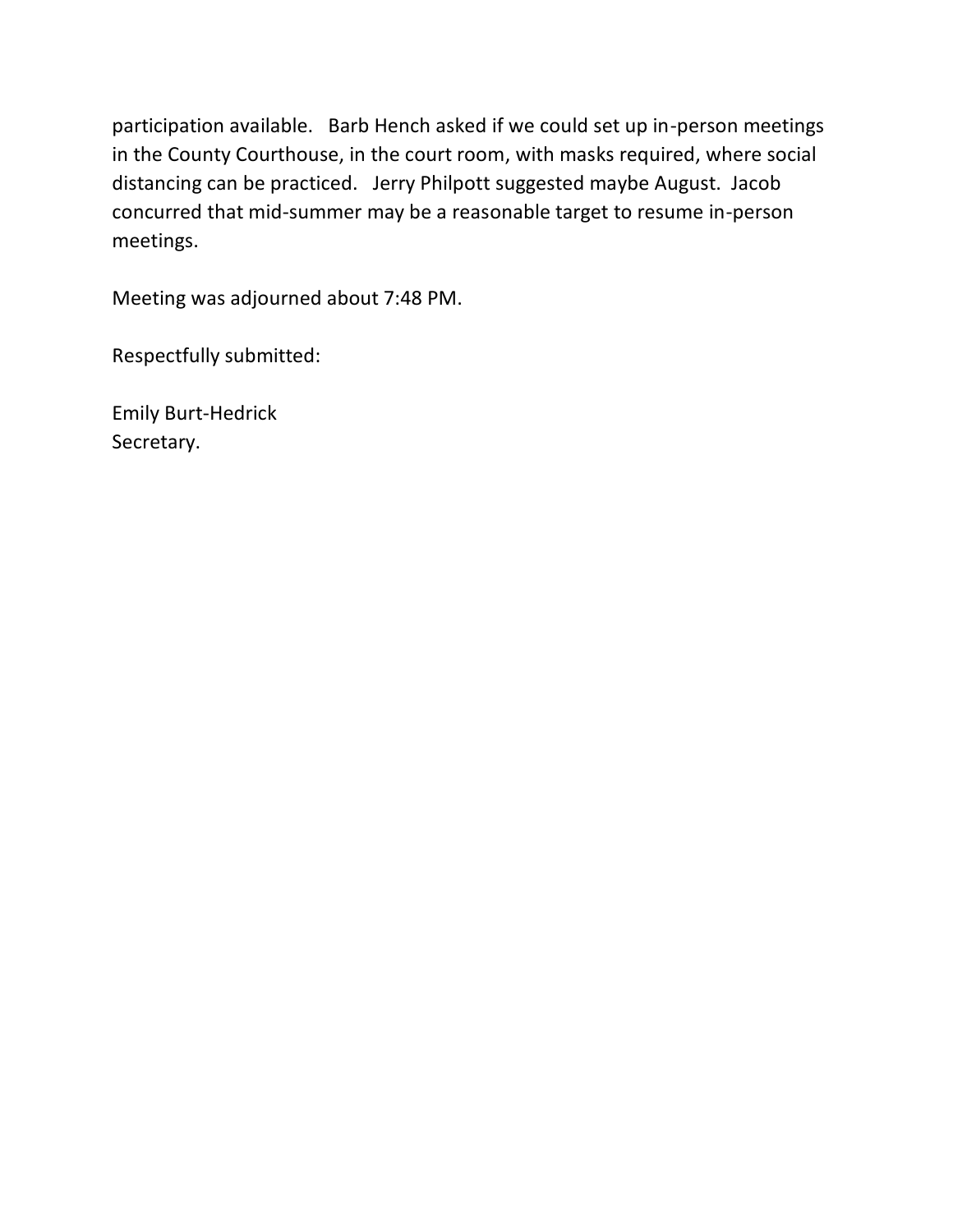participation available. Barb Hench asked if we could set up in-person meetings in the County Courthouse, in the court room, with masks required, where social distancing can be practiced. Jerry Philpott suggested maybe August. Jacob concurred that mid-summer may be a reasonable target to resume in-person meetings.

Meeting was adjourned about 7:48 PM.

Respectfully submitted:

Emily Burt-Hedrick
Secretary.